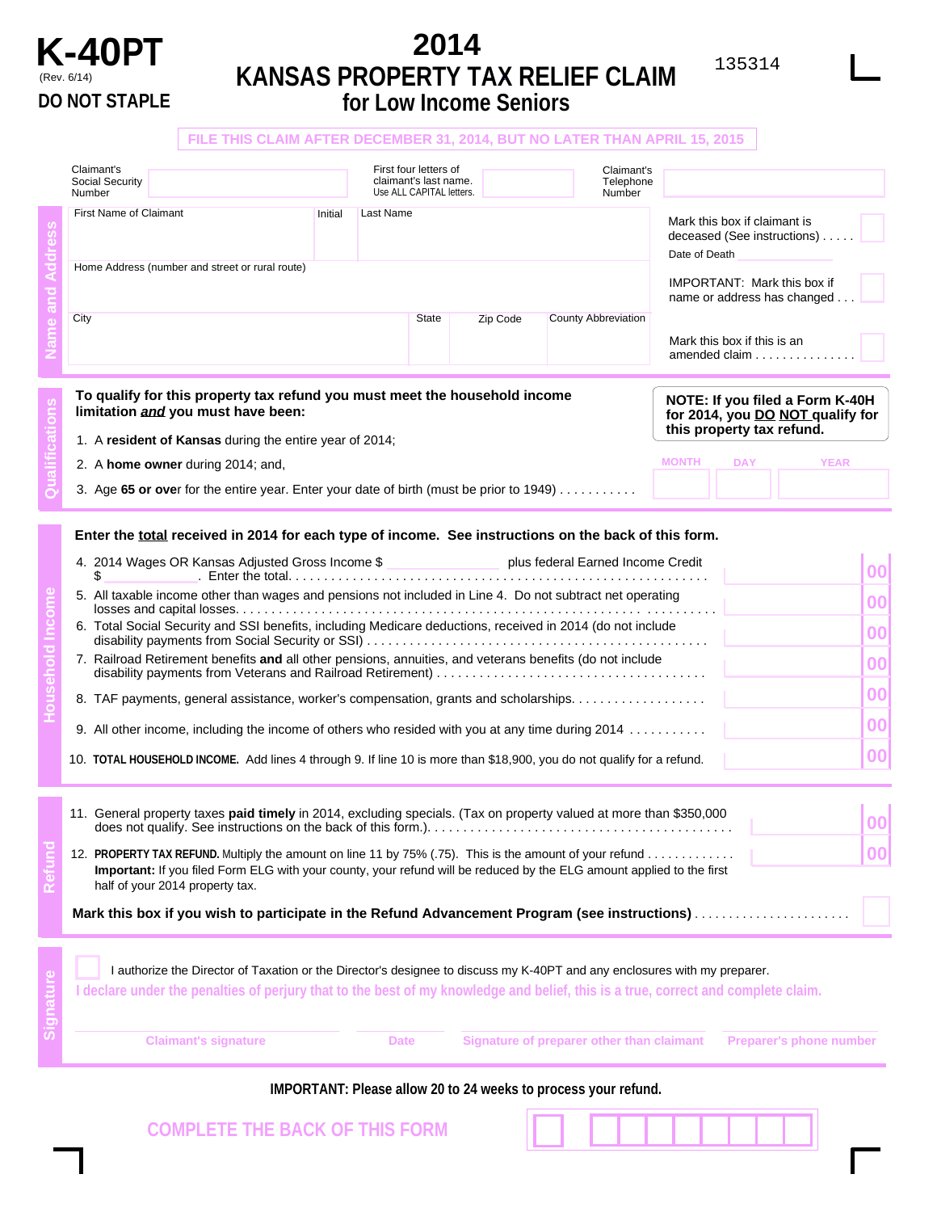# K-40PT

(Rev. 6/14)

**DO NOT STAPLE**

# 2014 KANSAS PROPERTY TAX RELIEF CLAIM for Low Income Seniors

135314

**FILE THIS CLAIM AFTER DECEMBER 31, 2014, BUT NO LATER THAN APRIL 15, 2015**

## Name and Address

Claimant's Social Security Number ______ First four letters of claimant's last name. Use ALL CAPITAL letters. ______ Claimant's Telephone Number ______

First Name of Claimant ______ Initial ______ Last Name ______

Home Address (number and street or rural route) ______

City ______ State ______ Zip Code ______ County Abbreviation ______

Mark this box if claimant is deceased (See instructions) . . . . . ☐

Date of Death ______

IMPORTANT: Mark this box if name or address has changed . . . ☐

Mark this box if this is an amended claim . . . . . . . . . . . . . . . ☐

## Qualifications

**To qualify for this property tax refund you must meet the household income limitation *and* you must have been:**

**NOTE: If you filed a Form K-40H for 2014, you DO NOT qualify for this property tax refund.**

1. A **resident of Kansas** during the entire year of 2014;
2. A **home owner** during 2014; and,
3. Age **65 or over** for the entire year. Enter your date of birth (must be prior to 1949) . . . . . . . . . . . MONTH ______ DAY ______ YEAR ______

## Household Income

**Enter the total received in 2014 for each type of income. See instructions on the back of this form.**

| Line | Description | Amount |
|---|---|---|
| 4. | 2014 Wages OR Kansas Adjusted Gross Income $ ______ plus federal Earned Income Credit $ ______. Enter the total. . . . . . . . . . | 00 |
| 5. | All taxable income other than wages and pensions not included in Line 4. Do not subtract net operating losses and capital losses. . . . . . . . . . | 00 |
| 6. | Total Social Security and SSI benefits, including Medicare deductions, received in 2014 (do not include disability payments from Social Security or SSI) . . . . . . . . . . | 00 |
| 7. | Railroad Retirement benefits **and** all other pensions, annuities, and veterans benefits (do not include disability payments from Veterans and Railroad Retirement) . . . . . . . . . . | 00 |
| 8. | TAF payments, general assistance, worker's compensation, grants and scholarships. . . . . . . . . . | 00 |
| 9. | All other income, including the income of others who resided with you at any time during 2014 . . . . . . . . . . | 00 |
| 10. | **TOTAL HOUSEHOLD INCOME.** Add lines 4 through 9. If line 10 is more than $18,900, you do not qualify for a refund. | 00 |

## Refund

| Line | Description | Amount |
|---|---|---|
| 11. | General property taxes **paid timely** in 2014, excluding specials. (Tax on property valued at more than $350,000 does not qualify. See instructions on the back of this form.). . . . . . . . . . | 00 |
| 12. | **PROPERTY TAX REFUND.** Multiply the amount on line 11 by 75% (.75). This is the amount of your refund . . . . . . . . . . . . **Important:** If you filed Form ELG with your county, your refund will be reduced by the ELG amount applied to the first half of your 2014 property tax. | 00 |

**Mark this box if you wish to participate in the Refund Advancement Program (see instructions)** . . . . . . . . . . . . . . . . . . . . . . . ☐

## Signature

☐ I authorize the Director of Taxation or the Director's designee to discuss my K-40PT and any enclosures with my preparer.

**I declare under the penalties of perjury that to the best of my knowledge and belief, this is a true, correct and complete claim.**

Claimant's signature ______ Date ______ Signature of preparer other than claimant ______ Preparer's phone number ______

**IMPORTANT: Please allow 20 to 24 weeks to process your refund.**

**COMPLETE THE BACK OF THIS FORM**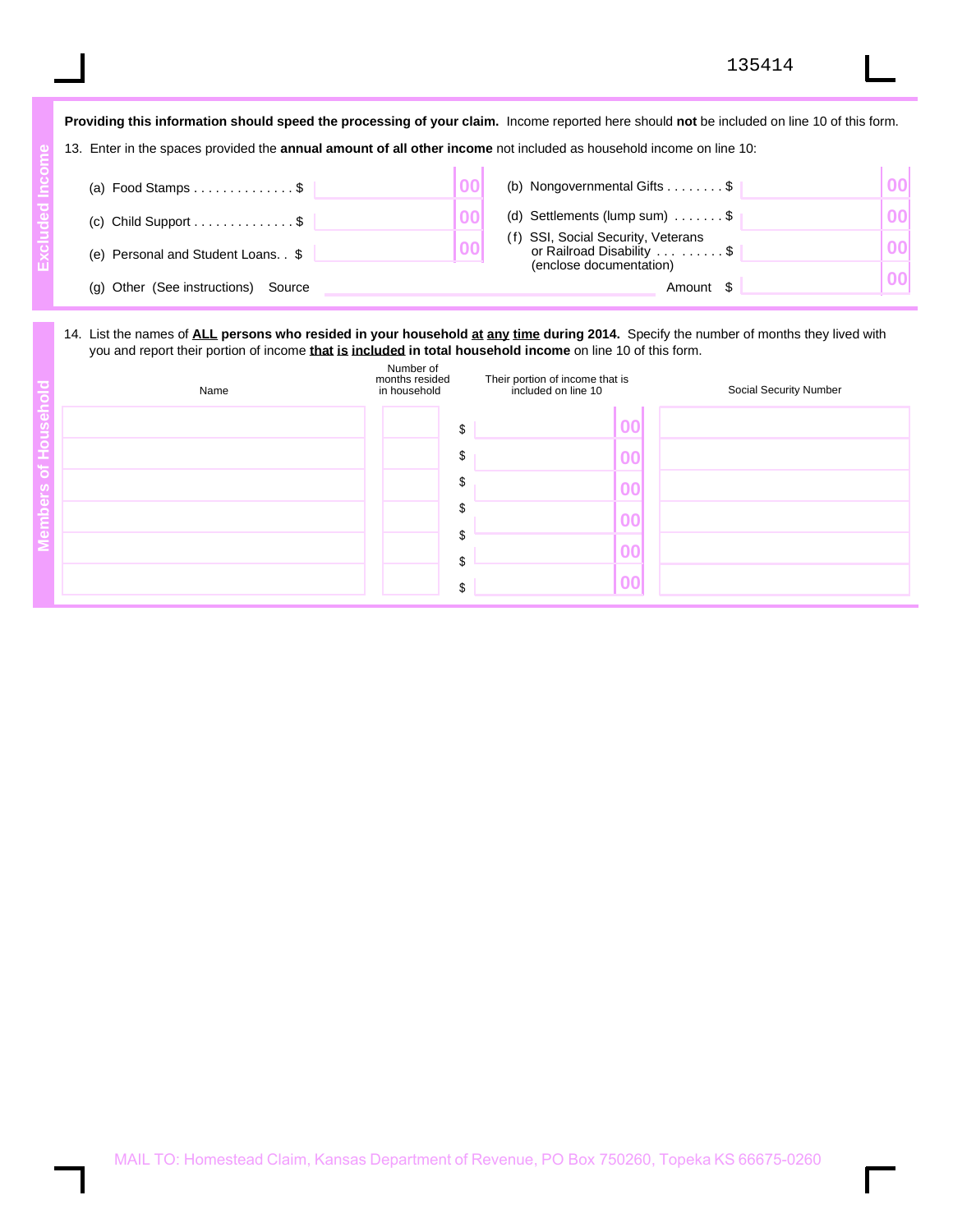135414

## Excluded Income

**Providing this information should speed the processing of your claim.** Income reported here should **not** be included on line 10 of this form.

13. Enter in the spaces provided the **annual amount of all other income** not included as household income on line 10:

| | | | |
|---|---|---|---|
| (a) Food Stamps . . . . . . . . . . . . . . $ | 00 | (b) Nongovernmental Gifts . . . . . . . . $ | 00 |
| (c) Child Support . . . . . . . . . . . . . . $ | 00 | (d) Settlements (lump sum) . . . . . . . $ | 00 |
| (e) Personal and Student Loans. . $ | 00 | (f) SSI, Social Security, Veterans or Railroad Disability . . . . . . . . . $ (enclose documentation) | 00 |

(g) Other (See instructions) Source ______________________ Amount $ ________ 00

## Members of Household

14. List the names of **ALL persons who resided in your household at any time during 2014.** Specify the number of months they lived with you and report their portion of income **that is included in total household income** on line 10 of this form.

| Name | Number of months resided in household | Their portion of income that is included on line 10 | Social Security Number |
|---|---|---|---|
| | | $ 00 | |
| | | $ 00 | |
| | | $ 00 | |
| | | $ 00 | |
| | | $ 00 | |
| | | $ 00 | |

MAIL TO: Homestead Claim, Kansas Department of Revenue, PO Box 750260, Topeka KS 66675-0260